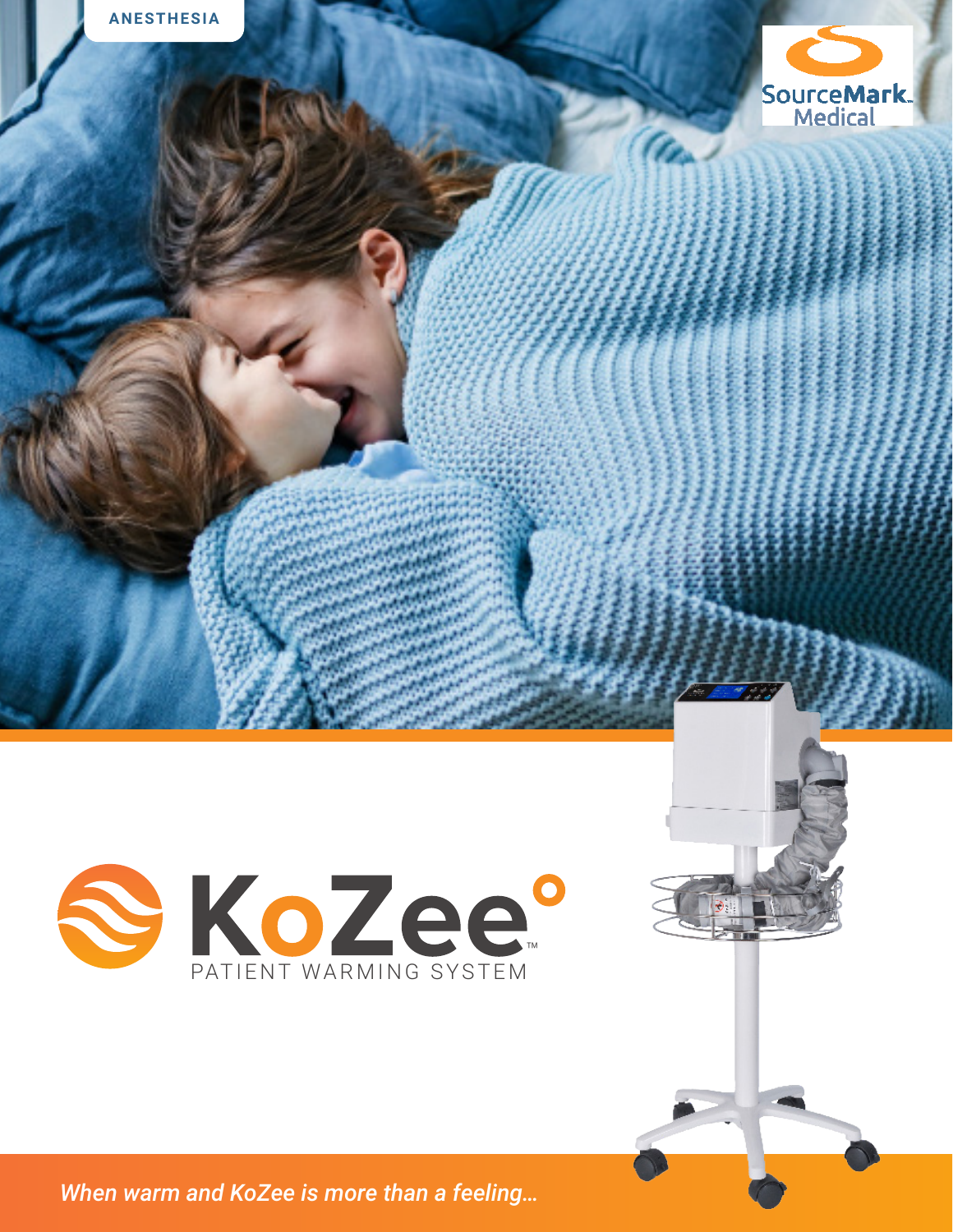ANESTHESIA

SourceMark Medical

# KoZee° ™

PATIENT WARMING SYSTEM

*When warm and KoZee is more than a feeling…*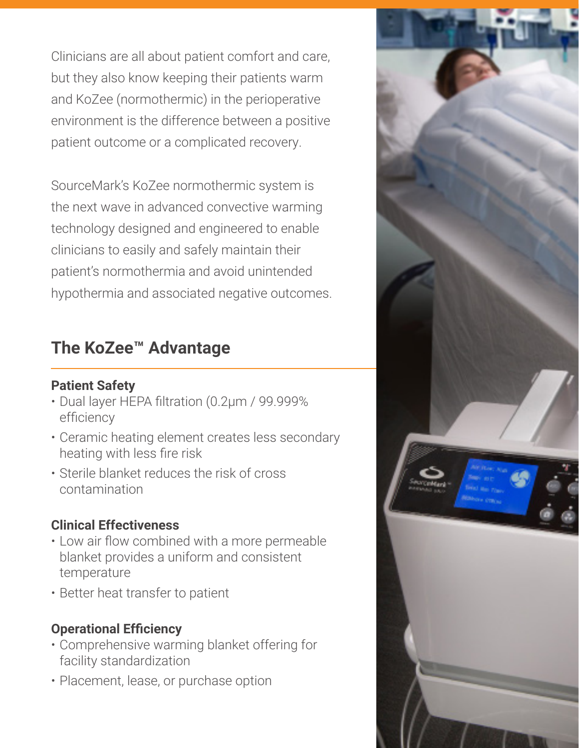Clinicians are all about patient comfort and care, but they also know keeping their patients warm and KoZee (normothermic) in the perioperative environment is the difference between a positive patient outcome or a complicated recovery.

SourceMark's KoZee normothermic system is the next wave in advanced convective warming technology designed and engineered to enable clinicians to easily and safely maintain their patient's normothermia and avoid unintended hypothermia and associated negative outcomes.

## The KoZee™ Advantage

### Patient Safety

- Dual layer HEPA filtration (0.2µm / 99.999% efficiency
- Ceramic heating element creates less secondary heating with less fire risk
- Sterile blanket reduces the risk of cross contamination

### Clinical Effectiveness

- Low air flow combined with a more permeable blanket provides a uniform and consistent temperature
- Better heat transfer to patient

### Operational Efficiency

- Comprehensive warming blanket offering for facility standardization
- Placement, lease, or purchase option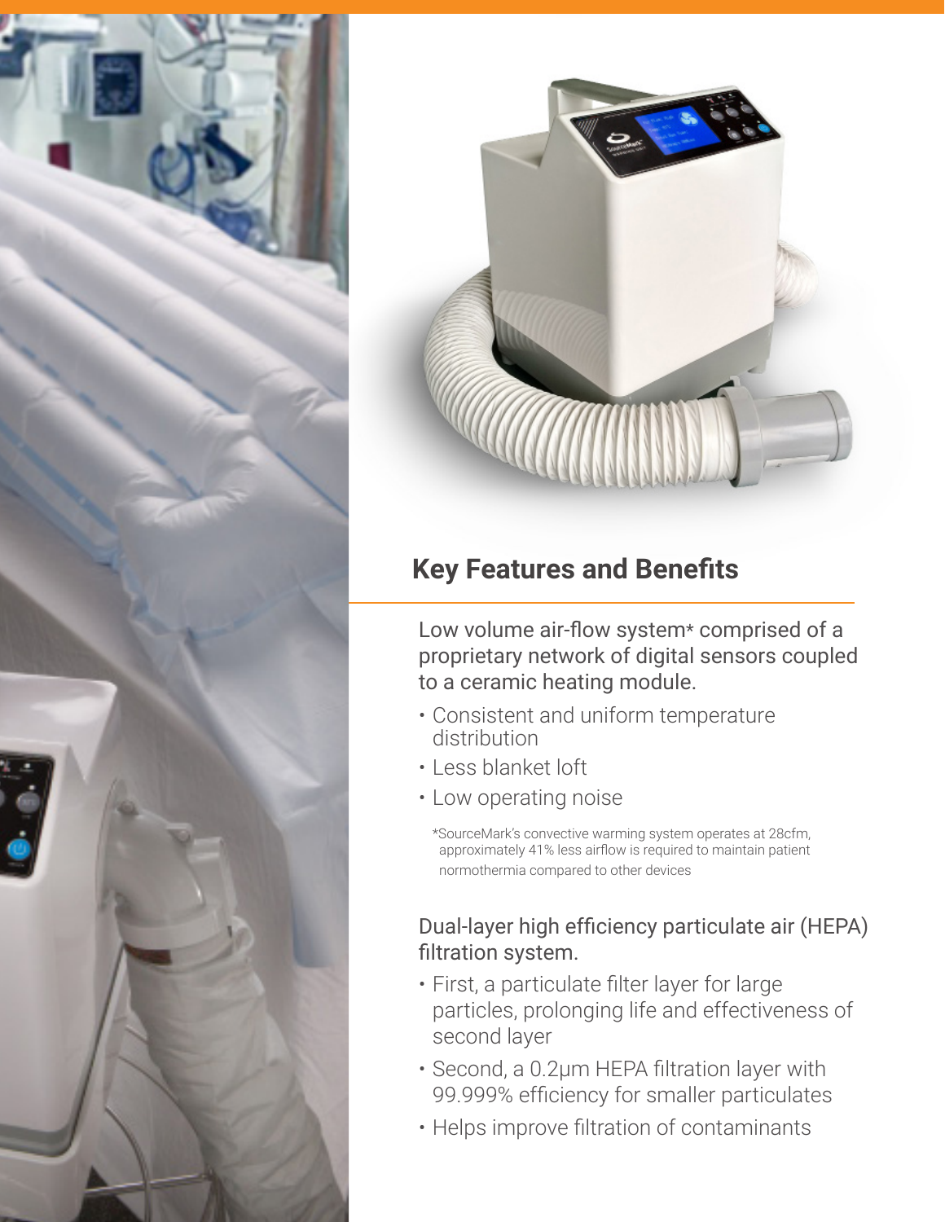## Key Features and Benefits

Low volume air-flow system* comprised of a proprietary network of digital sensors coupled to a ceramic heating module.

- Consistent and uniform temperature distribution
- Less blanket loft
- Low operating noise

*SourceMark's convective warming system operates at 28cfm, approximately 41% less airflow is required to maintain patient normothermia compared to other devices

Dual-layer high efficiency particulate air (HEPA) filtration system.

- First, a particulate filter layer for large particles, prolonging life and effectiveness of second layer
- Second, a 0.2µm HEPA filtration layer with 99.999% efficiency for smaller particulates
- Helps improve filtration of contaminants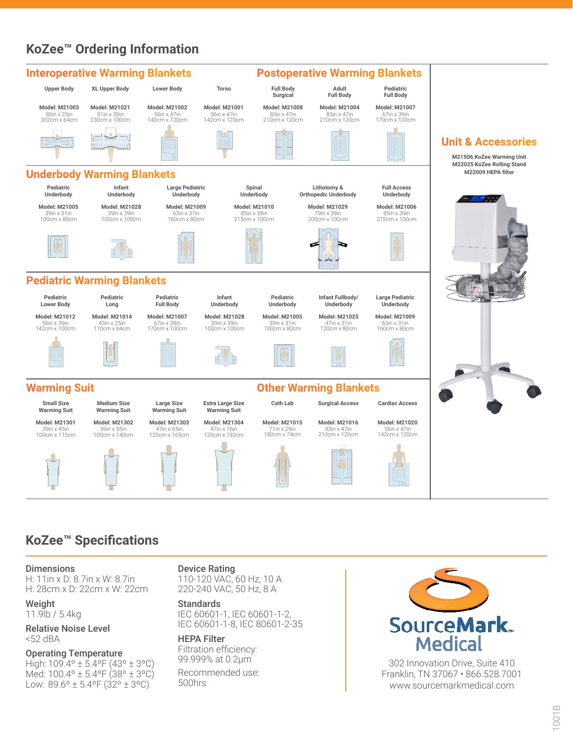# KoZee™ Ordering Information

## Interoperative Warming Blankets

| Upper Body | XL Upper Body | Lower Body | Torso |
|---|---|---|---|
| Model: M21003<br>80in x 25in<br>202cm x 64cm | Model: M21021<br>91in x 39in<br>230cm x 100cm | Model: M21002<br>56in x 47in<br>142cm x 120cm | Model: M21001<br>56in x 47in<br>142cm x 120cm |

## Postoperative Warming Blankets

| Full Body Surgical | Adult Full Body | Pediatric Full Body |
|---|---|---|
| Model: M21008<br>83in x 47in<br>210cm x 120cm | Model: M21004<br>83in x 47in<br>210cm x 120cm | Model: M21007<br>67in x 39in<br>170cm x 100cm |

## Underbody Warming Blankets

| Pediatric Underbody | Infant Underbody | Large Pediatric Underbody | Spinal Underbody | Lithotomy & Orthopedic Underbody | Full Access Underbody |
|---|---|---|---|---|---|
| Model: M21005<br>39in x 31in<br>100cm x 80cm | Model: M21028<br>39in x 39in<br>100cm x 100cm | Model: M21009<br>63in x 31in<br>160cm x 80cm | Model: M21010<br>85in x 39in<br>215cm x 100cm | Model: M21029<br>79in x 39in<br>200cm x 100cm | Model: M21006<br>85in x 39in<br>215cm x 100cm |

## Pediatric Warming Blankets

| Pediatric Lower Body | Pediatric Long | Pediatric Full Body | Infant Underbody | Pediatric Underbody | Infant Fullbody/ Underbody | Large Pediatric Underbody |
|---|---|---|---|---|---|---|
| Model: M21012<br>56in x 39in<br>142cm x 100cm | Model: M21014<br>43in x 25in<br>110cm x 64cm | Model: M21007<br>67in x 39in<br>170cm x 100cm | Model: M21028<br>39in x 39in<br>100cm x 100cm | Model: M21005<br>39in x 31in<br>100cm x 80cm | Model: M21025<br>47in x 31in<br>120cm x 80cm | Model: M21009<br>63in x 31in<br>160cm x 80cm |

## Warming Suit

| Small Size Warming Suit | Medium Size Warming Suit | Large Size Warming Suit | Extra Large Size Warming Suit |
|---|---|---|---|
| Model: M21301<br>39in x 45in<br>100cm x 115cm | Model: M21302<br>39in x 55in<br>100cm x 140cm | Model: M21303<br>47in x 65in<br>120cm x 165cm | Model: M21304<br>47in x 76in<br>120cm x 192cm |

## Other Warming Blankets

| Cath Lab | Surgical Access | Cardiac Access |
|---|---|---|
| Model: M21015<br>71in x 29in<br>180cm x 74cm | Model: M21016<br>83in x 47in<br>210cm x 120cm | Model: M21020<br>56in x 47in<br>142cm x 120cm |

## Unit & Accessories

**M21506 KoZee Warming Unit**
**M22025 KoZee Rolling Stand**
**M22009 HEPA filter**

# KoZee™ Specifications

**Dimensions**
H: 11in x D: 8.7in x W: 8.7in
H: 28cm x D: 22cm x W: 22cm

**Weight**
11.9lb / 5.4kg

**Relative Noise Level**
<52 dBA

**Operating Temperature**
High: 109.4º ± 5.4ºF (43º ± 3ºC)
Med: 100.4º ± 5.4ºF (38º ± 3ºC)
Low: 89.6º ± 5.4ºF (32º ± 3ºC)

**Device Rating**
110-120 VAC, 60 Hz, 10 A
220-240 VAC, 50 Hz, 8 A

**Standards**
IEC 60601-1, IEC 60601-1-2, IEC 60601-1-8, IEC 80601-2-35

**HEPA Filter**
Filtration efficiency: 99.999% at 0.2μm

Recommended use: 500hrs

SourceMark Medical

302 Innovation Drive, Suite 410
Franklin, TN 37067 • 866.528.7001
www.sourcemarkmedical.com

1001B